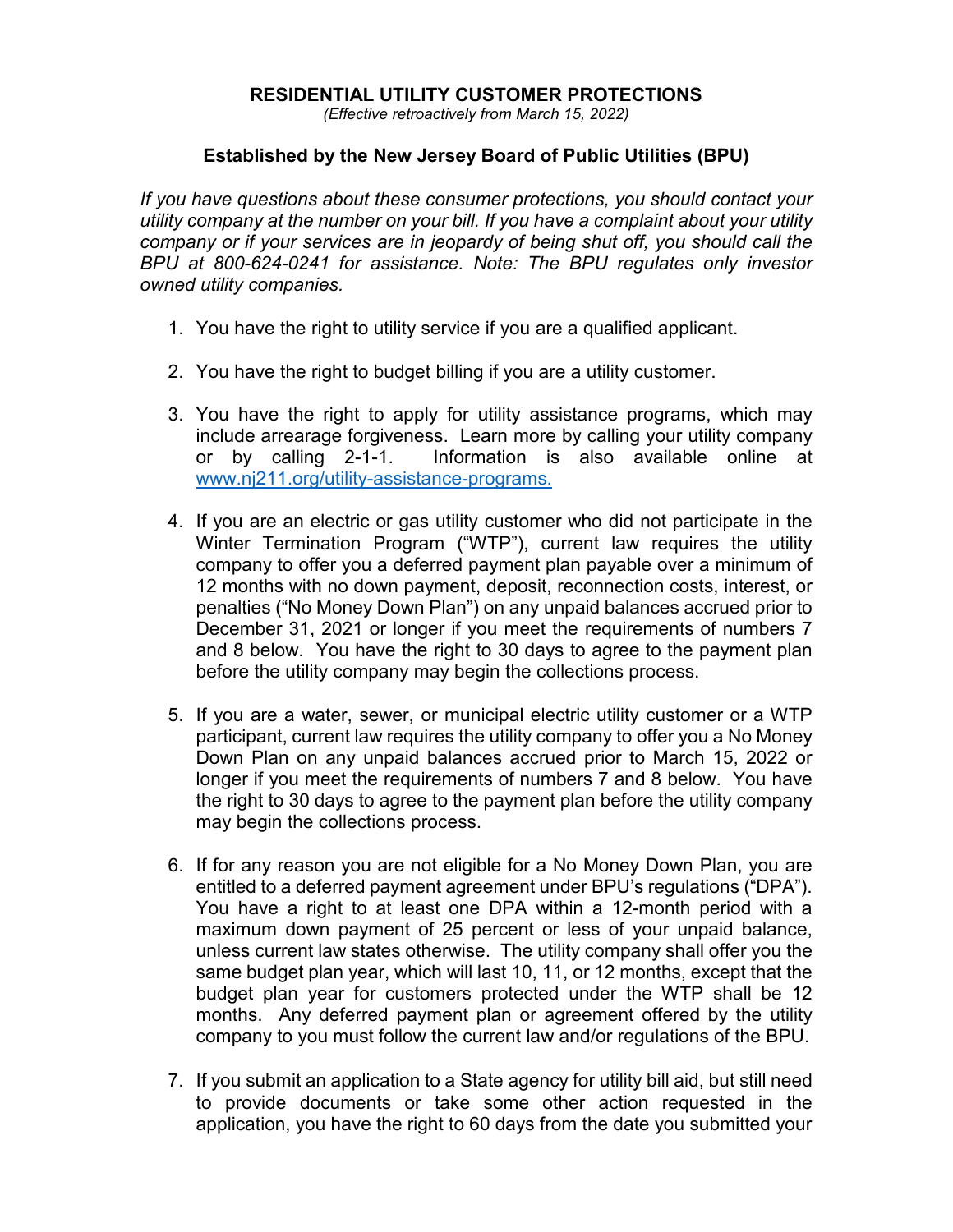# RESIDENTIAL UTILITY CUSTOMER PROTECTIONS

*(Effective retroactively from March 15, 2022)*

## Established by the New Jersey Board of Public Utilities (BPU)

*If you have questions about these consumer protections, you should contact your utility company at the number on your bill. If you have a complaint about your utility company or if your services are in jeopardy of being shut off, you should call the BPU at 800-624-0241 for assistance. Note: The BPU regulates only investor owned utility companies.*

1. You have the right to utility service if you are a qualified applicant.

2. You have the right to budget billing if you are a utility customer.

3. You have the right to apply for utility assistance programs, which may include arrearage forgiveness. Learn more by calling your utility company or by calling 2-1-1. Information is also available online at [www.nj211.org/utility-assistance-programs.](www.nj211.org/utility-assistance-programs)

4. If you are an electric or gas utility customer who did not participate in the Winter Termination Program ("WTP"), current law requires the utility company to offer you a deferred payment plan payable over a minimum of 12 months with no down payment, deposit, reconnection costs, interest, or penalties ("No Money Down Plan") on any unpaid balances accrued prior to December 31, 2021 or longer if you meet the requirements of numbers 7 and 8 below. You have the right to 30 days to agree to the payment plan before the utility company may begin the collections process.

5. If you are a water, sewer, or municipal electric utility customer or a WTP participant, current law requires the utility company to offer you a No Money Down Plan on any unpaid balances accrued prior to March 15, 2022 or longer if you meet the requirements of numbers 7 and 8 below. You have the right to 30 days to agree to the payment plan before the utility company may begin the collections process.

6. If for any reason you are not eligible for a No Money Down Plan, you are entitled to a deferred payment agreement under BPU's regulations ("DPA"). You have a right to at least one DPA within a 12-month period with a maximum down payment of 25 percent or less of your unpaid balance, unless current law states otherwise. The utility company shall offer you the same budget plan year, which will last 10, 11, or 12 months, except that the budget plan year for customers protected under the WTP shall be 12 months. Any deferred payment plan or agreement offered by the utility company to you must follow the current law and/or regulations of the BPU.

7. If you submit an application to a State agency for utility bill aid, but still need to provide documents or take some other action requested in the application, you have the right to 60 days from the date you submitted your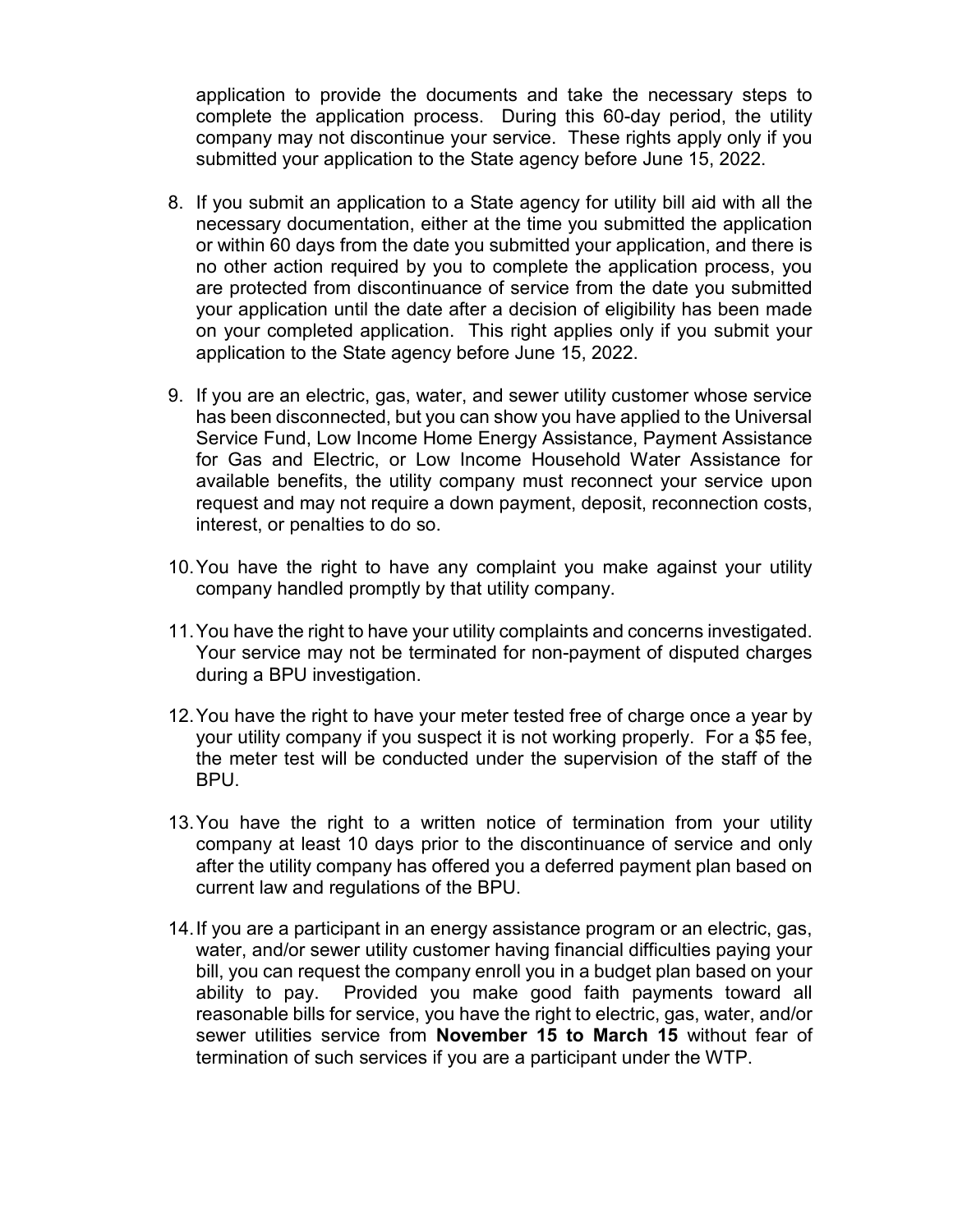application to provide the documents and take the necessary steps to complete the application process. During this 60-day period, the utility company may not discontinue your service. These rights apply only if you submitted your application to the State agency before June 15, 2022.

8. If you submit an application to a State agency for utility bill aid with all the necessary documentation, either at the time you submitted the application or within 60 days from the date you submitted your application, and there is no other action required by you to complete the application process, you are protected from discontinuance of service from the date you submitted your application until the date after a decision of eligibility has been made on your completed application. This right applies only if you submit your application to the State agency before June 15, 2022.

9. If you are an electric, gas, water, and sewer utility customer whose service has been disconnected, but you can show you have applied to the Universal Service Fund, Low Income Home Energy Assistance, Payment Assistance for Gas and Electric, or Low Income Household Water Assistance for available benefits, the utility company must reconnect your service upon request and may not require a down payment, deposit, reconnection costs, interest, or penalties to do so.

10. You have the right to have any complaint you make against your utility company handled promptly by that utility company.

11. You have the right to have your utility complaints and concerns investigated. Your service may not be terminated for non-payment of disputed charges during a BPU investigation.

12. You have the right to have your meter tested free of charge once a year by your utility company if you suspect it is not working properly. For a $5 fee, the meter test will be conducted under the supervision of the staff of the BPU.

13. You have the right to a written notice of termination from your utility company at least 10 days prior to the discontinuance of service and only after the utility company has offered you a deferred payment plan based on current law and regulations of the BPU.

14. If you are a participant in an energy assistance program or an electric, gas, water, and/or sewer utility customer having financial difficulties paying your bill, you can request the company enroll you in a budget plan based on your ability to pay. Provided you make good faith payments toward all reasonable bills for service, you have the right to electric, gas, water, and/or sewer utilities service from **November 15 to March 15** without fear of termination of such services if you are a participant under the WTP.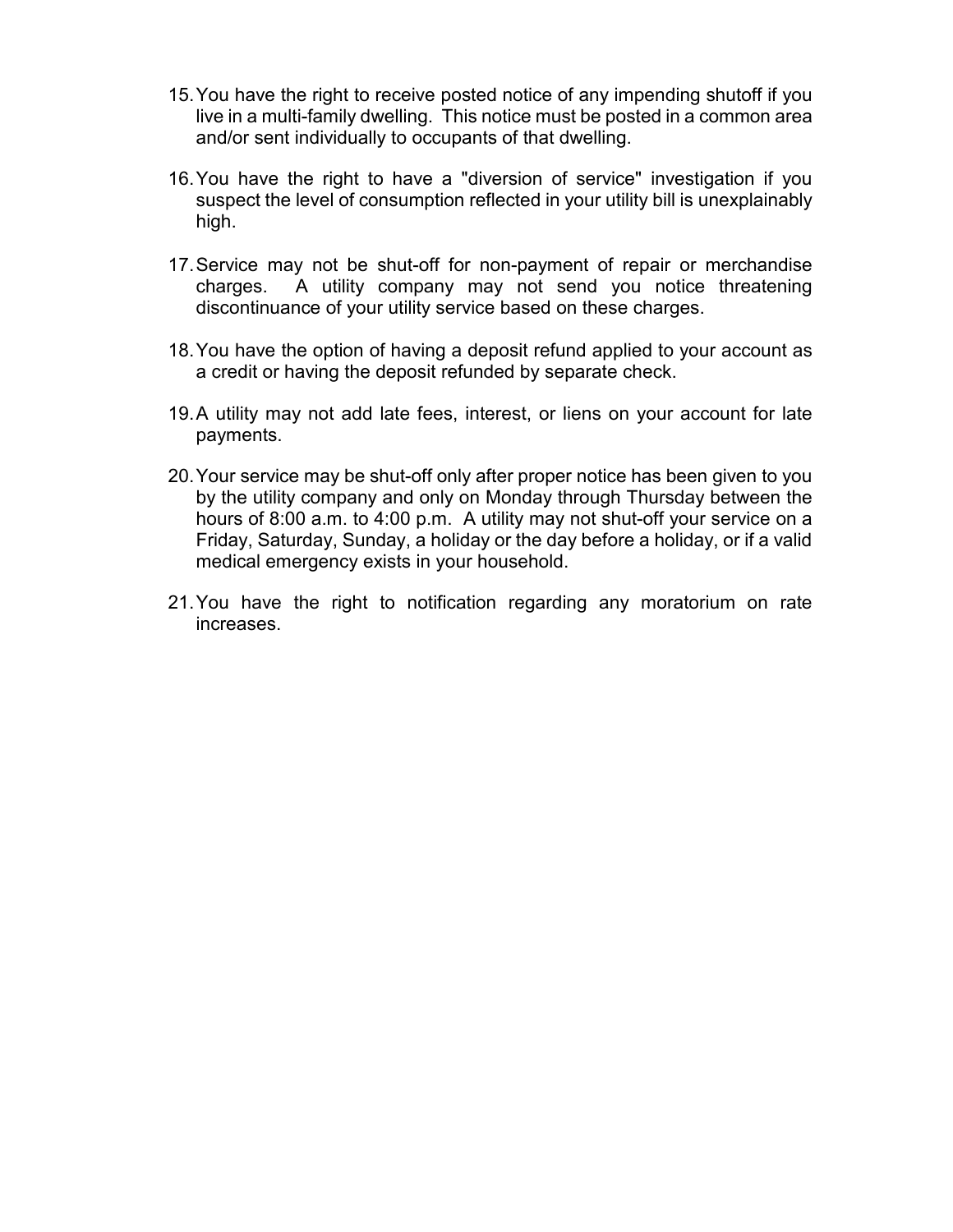15. You have the right to receive posted notice of any impending shutoff if you live in a multi-family dwelling. This notice must be posted in a common area and/or sent individually to occupants of that dwelling.

16. You have the right to have a "diversion of service" investigation if you suspect the level of consumption reflected in your utility bill is unexplainably high.

17. Service may not be shut-off for non-payment of repair or merchandise charges. A utility company may not send you notice threatening discontinuance of your utility service based on these charges.

18. You have the option of having a deposit refund applied to your account as a credit or having the deposit refunded by separate check.

19. A utility may not add late fees, interest, or liens on your account for late payments.

20. Your service may be shut-off only after proper notice has been given to you by the utility company and only on Monday through Thursday between the hours of 8:00 a.m. to 4:00 p.m. A utility may not shut-off your service on a Friday, Saturday, Sunday, a holiday or the day before a holiday, or if a valid medical emergency exists in your household.

21. You have the right to notification regarding any moratorium on rate increases.